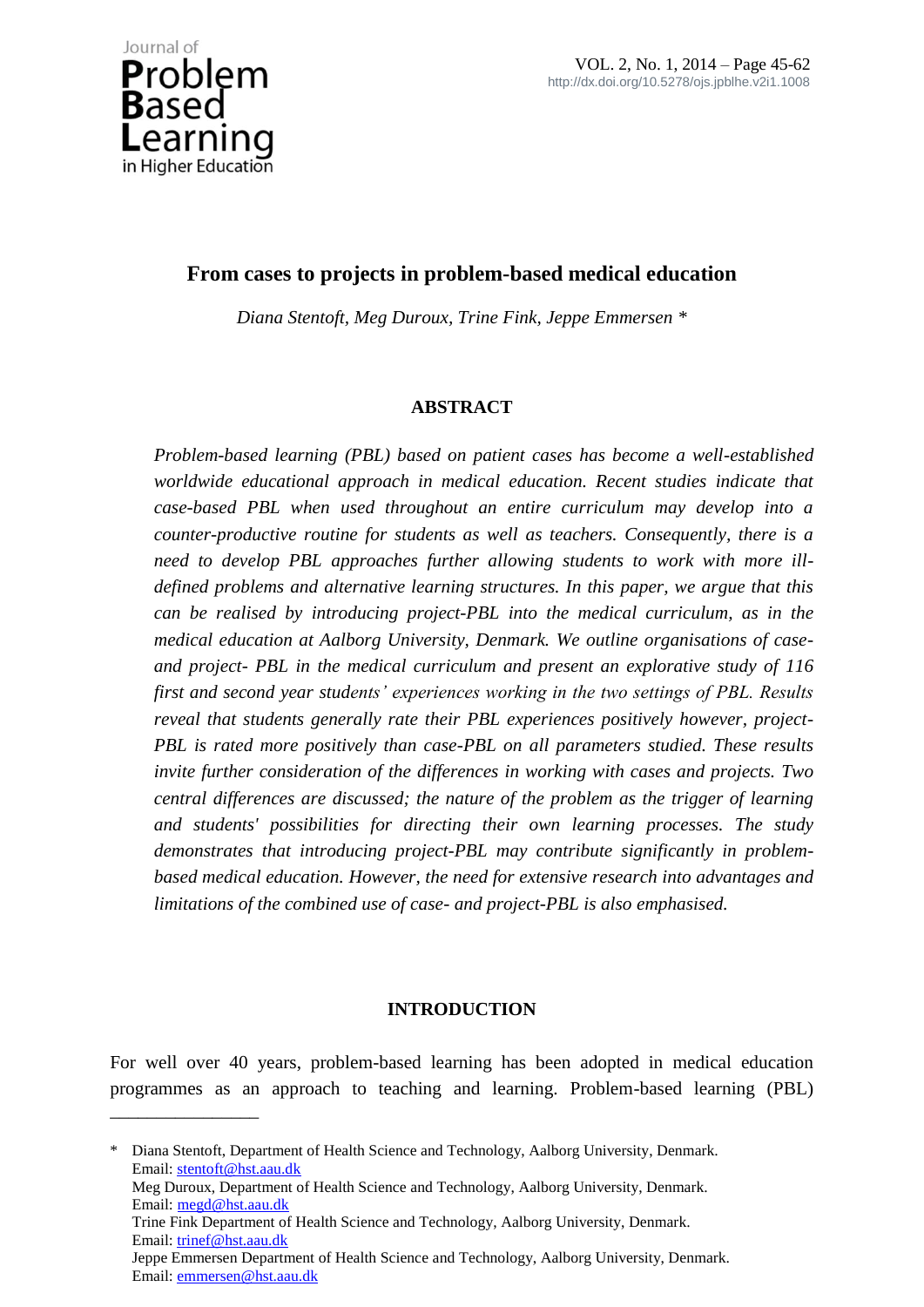# From cases to projects in problem-based medical education

*Diana Stentoft, Meg Duroux, Trine Fink, Jeppe Emmersen \**

## ABSTRACT

*Problem-based learning (PBL) based on patient cases has become a well-established worldwide educational approach in medical education. Recent studies indicate that case-based PBL when used throughout an entire curriculum may develop into a counter-productive routine for students as well as teachers. Consequently, there is a need to develop PBL approaches further allowing students to work with more ill-defined problems and alternative learning structures. In this paper, we argue that this can be realised by introducing project-PBL into the medical curriculum, as in the medical education at Aalborg University, Denmark. We outline organisations of case- and project- PBL in the medical curriculum and present an explorative study of 116 first and second year students' experiences working in the two settings of PBL. Results reveal that students generally rate their PBL experiences positively however, project-PBL is rated more positively than case-PBL on all parameters studied. These results invite further consideration of the differences in working with cases and projects. Two central differences are discussed; the nature of the problem as the trigger of learning and students' possibilities for directing their own learning processes. The study demonstrates that introducing project-PBL may contribute significantly in problem-based medical education. However, the need for extensive research into advantages and limitations of the combined use of case- and project-PBL is also emphasised.*

## INTRODUCTION

For well over 40 years, problem-based learning has been adopted in medical education programmes as an approach to teaching and learning. Problem-based learning (PBL)

---

\* Diana Stentoft, Department of Health Science and Technology, Aalborg University, Denmark. Email: stentoft@hst.aau.dk
Meg Duroux, Department of Health Science and Technology, Aalborg University, Denmark. Email: megd@hst.aau.dk
Trine Fink Department of Health Science and Technology, Aalborg University, Denmark. Email: trinef@hst.aau.dk
Jeppe Emmersen Department of Health Science and Technology, Aalborg University, Denmark. Email: emmersen@hst.aau.dk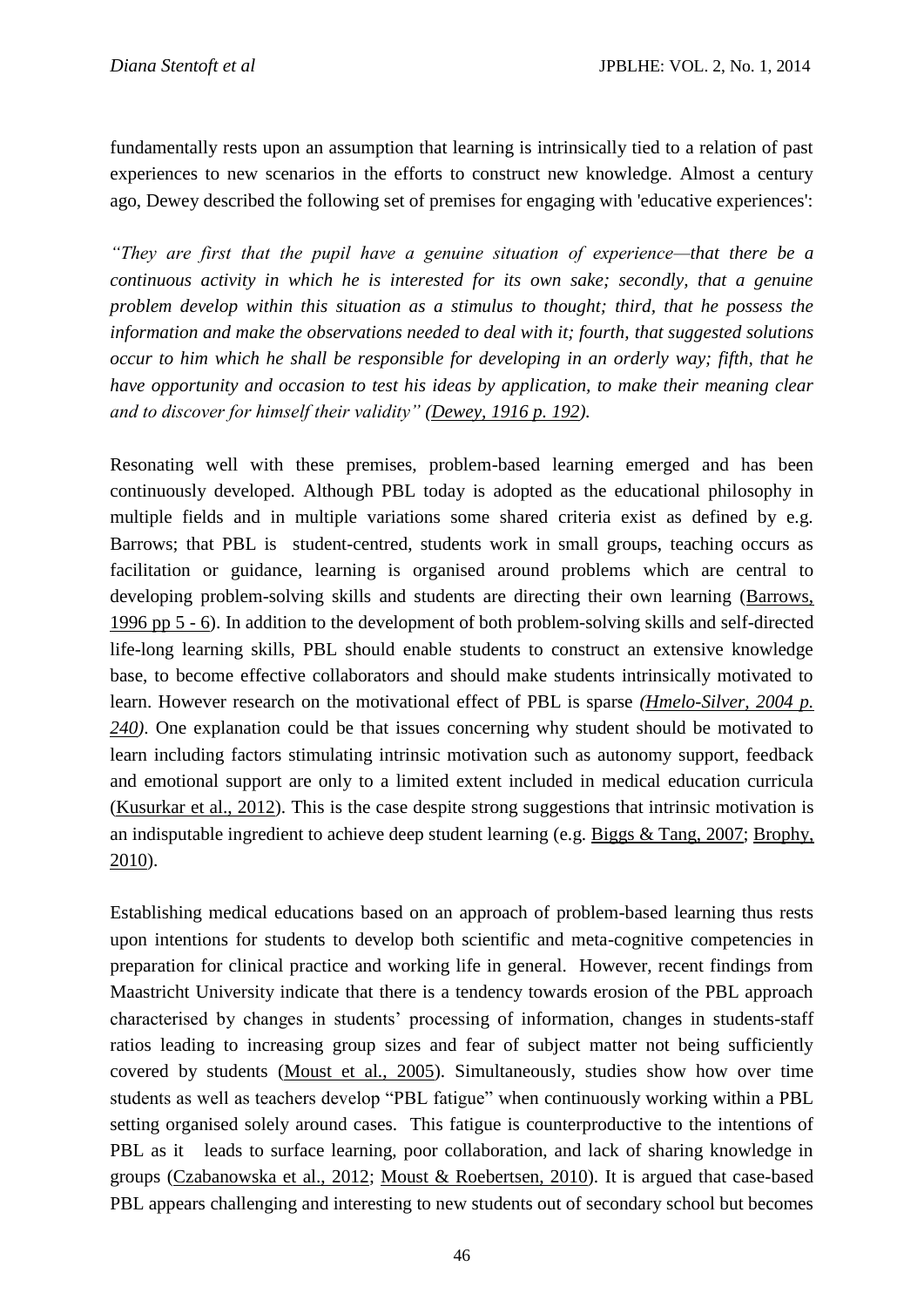fundamentally rests upon an assumption that learning is intrinsically tied to a relation of past experiences to new scenarios in the efforts to construct new knowledge. Almost a century ago, Dewey described the following set of premises for engaging with 'educative experiences':

*"They are first that the pupil have a genuine situation of experience—that there be a continuous activity in which he is interested for its own sake; secondly, that a genuine problem develop within this situation as a stimulus to thought; third, that he possess the information and make the observations needed to deal with it; fourth, that suggested solutions occur to him which he shall be responsible for developing in an orderly way; fifth, that he have opportunity and occasion to test his ideas by application, to make their meaning clear and to discover for himself their validity" (Dewey, 1916 p. 192).*

Resonating well with these premises, problem-based learning emerged and has been continuously developed. Although PBL today is adopted as the educational philosophy in multiple fields and in multiple variations some shared criteria exist as defined by e.g. Barrows; that PBL is student-centred, students work in small groups, teaching occurs as facilitation or guidance, learning is organised around problems which are central to developing problem-solving skills and students are directing their own learning (Barrows, 1996 pp 5 - 6). In addition to the development of both problem-solving skills and self-directed life-long learning skills, PBL should enable students to construct an extensive knowledge base, to become effective collaborators and should make students intrinsically motivated to learn. However research on the motivational effect of PBL is sparse *(Hmelo-Silver, 2004 p. 240)*. One explanation could be that issues concerning why student should be motivated to learn including factors stimulating intrinsic motivation such as autonomy support, feedback and emotional support are only to a limited extent included in medical education curricula (Kusurkar et al., 2012). This is the case despite strong suggestions that intrinsic motivation is an indisputable ingredient to achieve deep student learning (e.g. Biggs & Tang, 2007; Brophy, 2010).

Establishing medical educations based on an approach of problem-based learning thus rests upon intentions for students to develop both scientific and meta-cognitive competencies in preparation for clinical practice and working life in general. However, recent findings from Maastricht University indicate that there is a tendency towards erosion of the PBL approach characterised by changes in students' processing of information, changes in students-staff ratios leading to increasing group sizes and fear of subject matter not being sufficiently covered by students (Moust et al., 2005). Simultaneously, studies show how over time students as well as teachers develop "PBL fatigue" when continuously working within a PBL setting organised solely around cases. This fatigue is counterproductive to the intentions of PBL as it leads to surface learning, poor collaboration, and lack of sharing knowledge in groups (Czabanowska et al., 2012; Moust & Roebertsen, 2010). It is argued that case-based PBL appears challenging and interesting to new students out of secondary school but becomes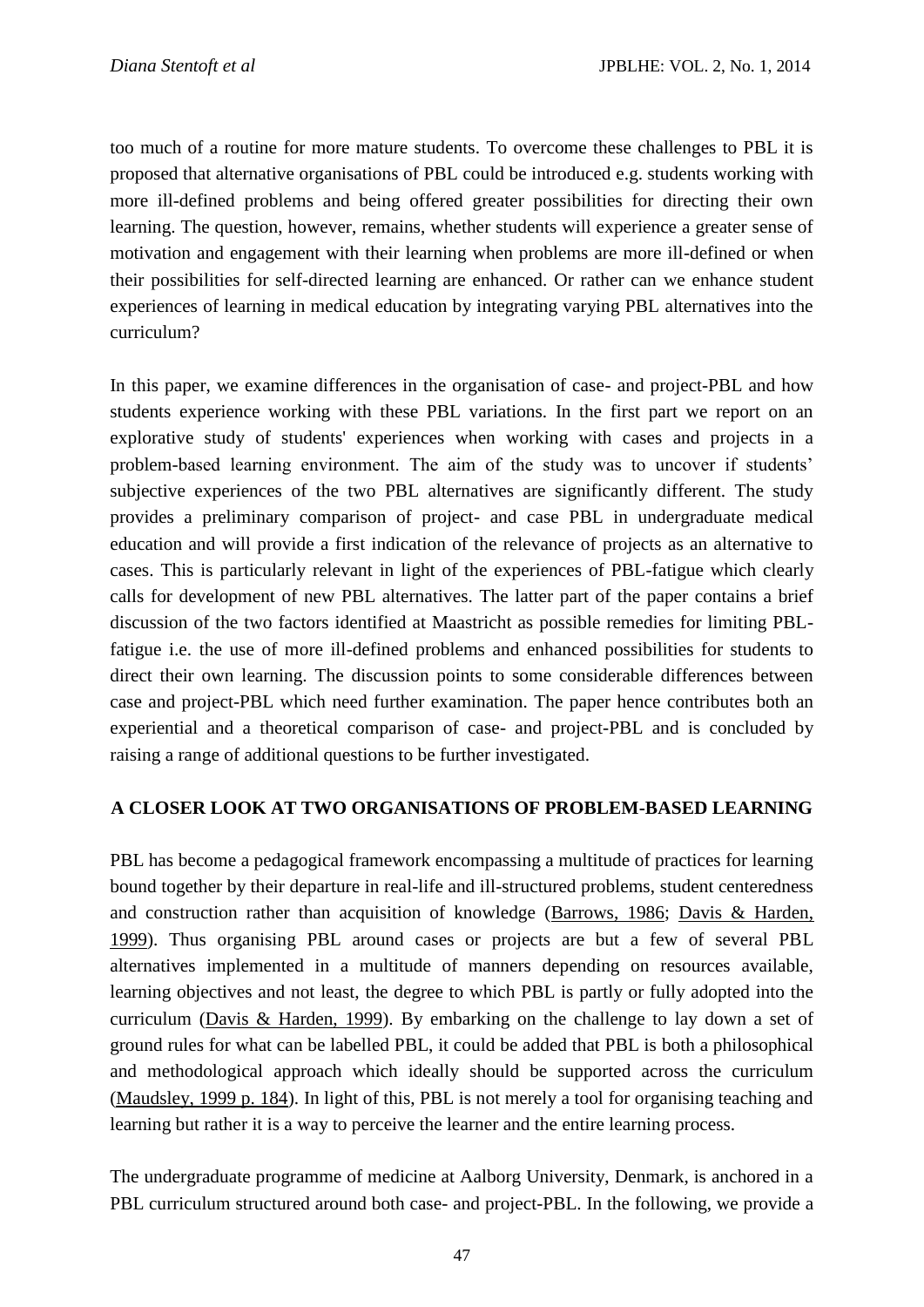too much of a routine for more mature students. To overcome these challenges to PBL it is proposed that alternative organisations of PBL could be introduced e.g. students working with more ill-defined problems and being offered greater possibilities for directing their own learning. The question, however, remains, whether students will experience a greater sense of motivation and engagement with their learning when problems are more ill-defined or when their possibilities for self-directed learning are enhanced. Or rather can we enhance student experiences of learning in medical education by integrating varying PBL alternatives into the curriculum?

In this paper, we examine differences in the organisation of case- and project-PBL and how students experience working with these PBL variations. In the first part we report on an explorative study of students' experiences when working with cases and projects in a problem-based learning environment. The aim of the study was to uncover if students' subjective experiences of the two PBL alternatives are significantly different. The study provides a preliminary comparison of project- and case PBL in undergraduate medical education and will provide a first indication of the relevance of projects as an alternative to cases. This is particularly relevant in light of the experiences of PBL-fatigue which clearly calls for development of new PBL alternatives. The latter part of the paper contains a brief discussion of the two factors identified at Maastricht as possible remedies for limiting PBL-fatigue i.e. the use of more ill-defined problems and enhanced possibilities for students to direct their own learning. The discussion points to some considerable differences between case and project-PBL which need further examination. The paper hence contributes both an experiential and a theoretical comparison of case- and project-PBL and is concluded by raising a range of additional questions to be further investigated.

## A CLOSER LOOK AT TWO ORGANISATIONS OF PROBLEM-BASED LEARNING

PBL has become a pedagogical framework encompassing a multitude of practices for learning bound together by their departure in real-life and ill-structured problems, student centeredness and construction rather than acquisition of knowledge (Barrows, 1986; Davis & Harden, 1999). Thus organising PBL around cases or projects are but a few of several PBL alternatives implemented in a multitude of manners depending on resources available, learning objectives and not least, the degree to which PBL is partly or fully adopted into the curriculum (Davis & Harden, 1999). By embarking on the challenge to lay down a set of ground rules for what can be labelled PBL, it could be added that PBL is both a philosophical and methodological approach which ideally should be supported across the curriculum (Maudsley, 1999 p. 184). In light of this, PBL is not merely a tool for organising teaching and learning but rather it is a way to perceive the learner and the entire learning process.

The undergraduate programme of medicine at Aalborg University, Denmark, is anchored in a PBL curriculum structured around both case- and project-PBL. In the following, we provide a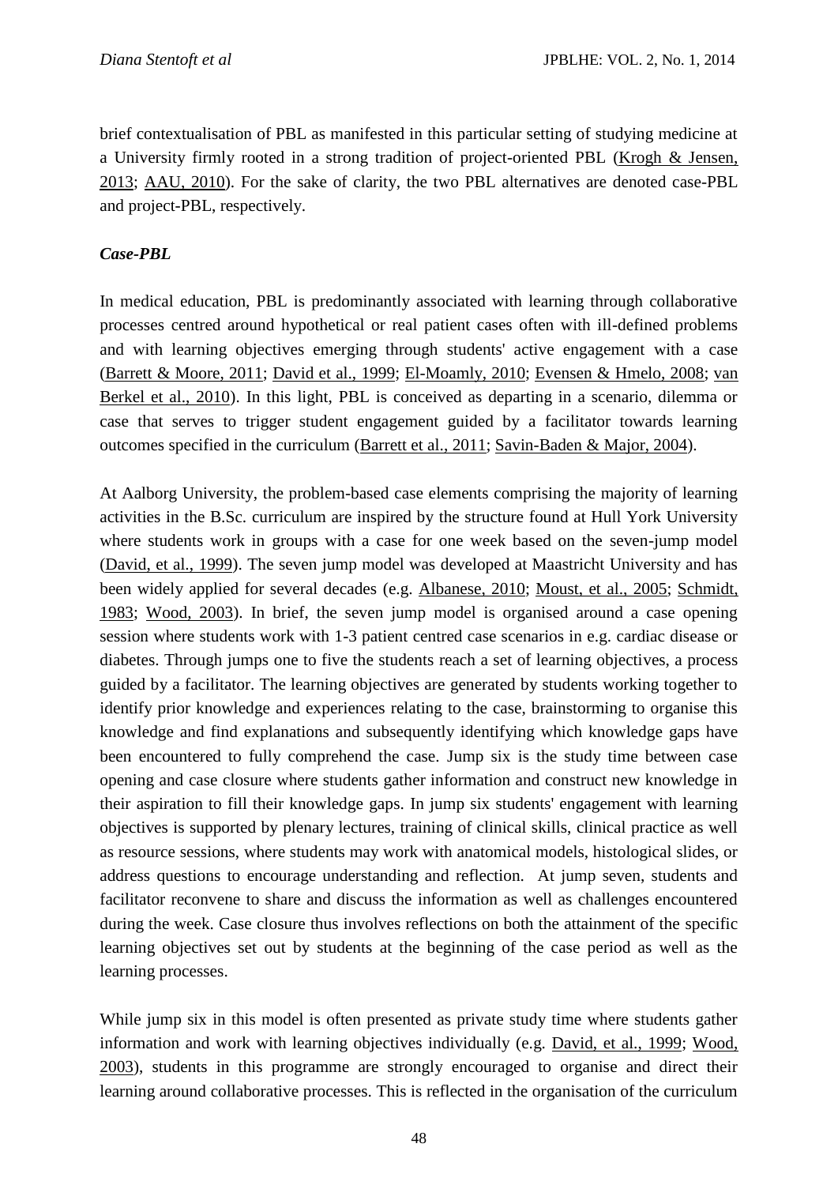brief contextualisation of PBL as manifested in this particular setting of studying medicine at a University firmly rooted in a strong tradition of project-oriented PBL (Krogh & Jensen, 2013; AAU, 2010). For the sake of clarity, the two PBL alternatives are denoted case-PBL and project-PBL, respectively.

### *Case-PBL*

In medical education, PBL is predominantly associated with learning through collaborative processes centred around hypothetical or real patient cases often with ill-defined problems and with learning objectives emerging through students' active engagement with a case (Barrett & Moore, 2011; David et al., 1999; El-Moamly, 2010; Evensen & Hmelo, 2008; van Berkel et al., 2010). In this light, PBL is conceived as departing in a scenario, dilemma or case that serves to trigger student engagement guided by a facilitator towards learning outcomes specified in the curriculum (Barrett et al., 2011; Savin-Baden & Major, 2004).

At Aalborg University, the problem-based case elements comprising the majority of learning activities in the B.Sc. curriculum are inspired by the structure found at Hull York University where students work in groups with a case for one week based on the seven-jump model (David, et al., 1999). The seven jump model was developed at Maastricht University and has been widely applied for several decades (e.g. Albanese, 2010; Moust, et al., 2005; Schmidt, 1983; Wood, 2003). In brief, the seven jump model is organised around a case opening session where students work with 1-3 patient centred case scenarios in e.g. cardiac disease or diabetes. Through jumps one to five the students reach a set of learning objectives, a process guided by a facilitator. The learning objectives are generated by students working together to identify prior knowledge and experiences relating to the case, brainstorming to organise this knowledge and find explanations and subsequently identifying which knowledge gaps have been encountered to fully comprehend the case. Jump six is the study time between case opening and case closure where students gather information and construct new knowledge in their aspiration to fill their knowledge gaps. In jump six students' engagement with learning objectives is supported by plenary lectures, training of clinical skills, clinical practice as well as resource sessions, where students may work with anatomical models, histological slides, or address questions to encourage understanding and reflection. At jump seven, students and facilitator reconvene to share and discuss the information as well as challenges encountered during the week. Case closure thus involves reflections on both the attainment of the specific learning objectives set out by students at the beginning of the case period as well as the learning processes.

While jump six in this model is often presented as private study time where students gather information and work with learning objectives individually (e.g. David, et al., 1999; Wood, 2003), students in this programme are strongly encouraged to organise and direct their learning around collaborative processes. This is reflected in the organisation of the curriculum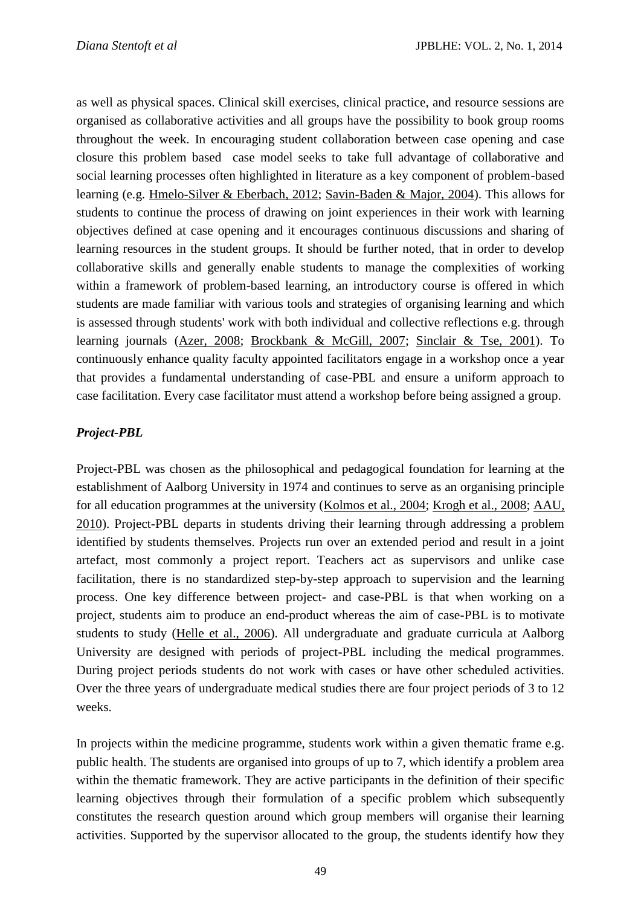as well as physical spaces. Clinical skill exercises, clinical practice, and resource sessions are organised as collaborative activities and all groups have the possibility to book group rooms throughout the week. In encouraging student collaboration between case opening and case closure this problem based case model seeks to take full advantage of collaborative and social learning processes often highlighted in literature as a key component of problem-based learning (e.g. Hmelo-Silver & Eberbach, 2012; Savin-Baden & Major, 2004). This allows for students to continue the process of drawing on joint experiences in their work with learning objectives defined at case opening and it encourages continuous discussions and sharing of learning resources in the student groups. It should be further noted, that in order to develop collaborative skills and generally enable students to manage the complexities of working within a framework of problem-based learning, an introductory course is offered in which students are made familiar with various tools and strategies of organising learning and which is assessed through students' work with both individual and collective reflections e.g. through learning journals (Azer, 2008; Brockbank & McGill, 2007; Sinclair & Tse, 2001). To continuously enhance quality faculty appointed facilitators engage in a workshop once a year that provides a fundamental understanding of case-PBL and ensure a uniform approach to case facilitation. Every case facilitator must attend a workshop before being assigned a group.

### *Project-PBL*

Project-PBL was chosen as the philosophical and pedagogical foundation for learning at the establishment of Aalborg University in 1974 and continues to serve as an organising principle for all education programmes at the university (Kolmos et al., 2004; Krogh et al., 2008; AAU, 2010). Project-PBL departs in students driving their learning through addressing a problem identified by students themselves. Projects run over an extended period and result in a joint artefact, most commonly a project report. Teachers act as supervisors and unlike case facilitation, there is no standardized step-by-step approach to supervision and the learning process. One key difference between project- and case-PBL is that when working on a project, students aim to produce an end-product whereas the aim of case-PBL is to motivate students to study (Helle et al., 2006). All undergraduate and graduate curricula at Aalborg University are designed with periods of project-PBL including the medical programmes. During project periods students do not work with cases or have other scheduled activities. Over the three years of undergraduate medical studies there are four project periods of 3 to 12 weeks.

In projects within the medicine programme, students work within a given thematic frame e.g. public health. The students are organised into groups of up to 7, which identify a problem area within the thematic framework. They are active participants in the definition of their specific learning objectives through their formulation of a specific problem which subsequently constitutes the research question around which group members will organise their learning activities. Supported by the supervisor allocated to the group, the students identify how they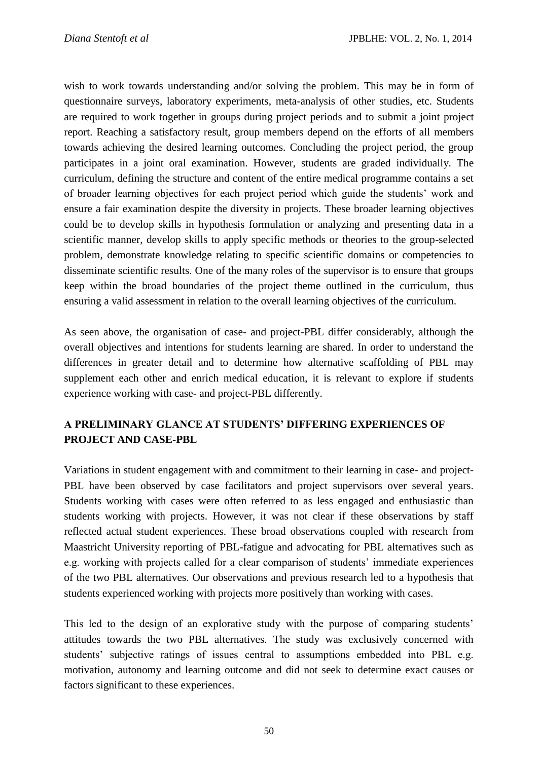wish to work towards understanding and/or solving the problem. This may be in form of questionnaire surveys, laboratory experiments, meta-analysis of other studies, etc. Students are required to work together in groups during project periods and to submit a joint project report. Reaching a satisfactory result, group members depend on the efforts of all members towards achieving the desired learning outcomes. Concluding the project period, the group participates in a joint oral examination. However, students are graded individually. The curriculum, defining the structure and content of the entire medical programme contains a set of broader learning objectives for each project period which guide the students' work and ensure a fair examination despite the diversity in projects. These broader learning objectives could be to develop skills in hypothesis formulation or analyzing and presenting data in a scientific manner, develop skills to apply specific methods or theories to the group-selected problem, demonstrate knowledge relating to specific scientific domains or competencies to disseminate scientific results. One of the many roles of the supervisor is to ensure that groups keep within the broad boundaries of the project theme outlined in the curriculum, thus ensuring a valid assessment in relation to the overall learning objectives of the curriculum.

As seen above, the organisation of case- and project-PBL differ considerably, although the overall objectives and intentions for students learning are shared. In order to understand the differences in greater detail and to determine how alternative scaffolding of PBL may supplement each other and enrich medical education, it is relevant to explore if students experience working with case- and project-PBL differently.

## A PRELIMINARY GLANCE AT STUDENTS' DIFFERING EXPERIENCES OF PROJECT AND CASE-PBL

Variations in student engagement with and commitment to their learning in case- and project-PBL have been observed by case facilitators and project supervisors over several years. Students working with cases were often referred to as less engaged and enthusiastic than students working with projects. However, it was not clear if these observations by staff reflected actual student experiences. These broad observations coupled with research from Maastricht University reporting of PBL-fatigue and advocating for PBL alternatives such as e.g. working with projects called for a clear comparison of students' immediate experiences of the two PBL alternatives. Our observations and previous research led to a hypothesis that students experienced working with projects more positively than working with cases.

This led to the design of an explorative study with the purpose of comparing students' attitudes towards the two PBL alternatives. The study was exclusively concerned with students' subjective ratings of issues central to assumptions embedded into PBL e.g. motivation, autonomy and learning outcome and did not seek to determine exact causes or factors significant to these experiences.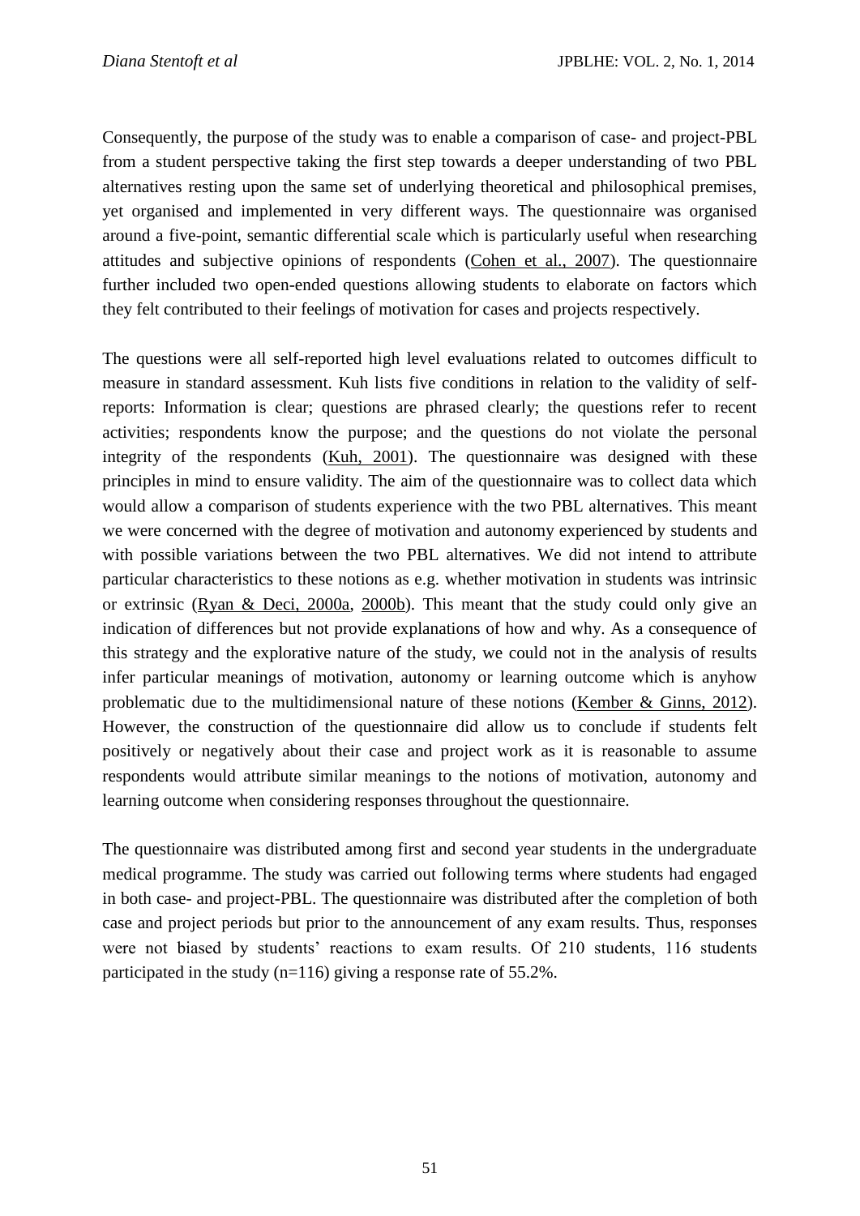Consequently, the purpose of the study was to enable a comparison of case- and project-PBL from a student perspective taking the first step towards a deeper understanding of two PBL alternatives resting upon the same set of underlying theoretical and philosophical premises, yet organised and implemented in very different ways. The questionnaire was organised around a five-point, semantic differential scale which is particularly useful when researching attitudes and subjective opinions of respondents (Cohen et al., 2007). The questionnaire further included two open-ended questions allowing students to elaborate on factors which they felt contributed to their feelings of motivation for cases and projects respectively.

The questions were all self-reported high level evaluations related to outcomes difficult to measure in standard assessment. Kuh lists five conditions in relation to the validity of self-reports: Information is clear; questions are phrased clearly; the questions refer to recent activities; respondents know the purpose; and the questions do not violate the personal integrity of the respondents (Kuh, 2001). The questionnaire was designed with these principles in mind to ensure validity. The aim of the questionnaire was to collect data which would allow a comparison of students experience with the two PBL alternatives. This meant we were concerned with the degree of motivation and autonomy experienced by students and with possible variations between the two PBL alternatives. We did not intend to attribute particular characteristics to these notions as e.g. whether motivation in students was intrinsic or extrinsic (Ryan & Deci, 2000a, 2000b). This meant that the study could only give an indication of differences but not provide explanations of how and why. As a consequence of this strategy and the explorative nature of the study, we could not in the analysis of results infer particular meanings of motivation, autonomy or learning outcome which is anyhow problematic due to the multidimensional nature of these notions (Kember & Ginns, 2012). However, the construction of the questionnaire did allow us to conclude if students felt positively or negatively about their case and project work as it is reasonable to assume respondents would attribute similar meanings to the notions of motivation, autonomy and learning outcome when considering responses throughout the questionnaire.

The questionnaire was distributed among first and second year students in the undergraduate medical programme. The study was carried out following terms where students had engaged in both case- and project-PBL. The questionnaire was distributed after the completion of both case and project periods but prior to the announcement of any exam results. Thus, responses were not biased by students' reactions to exam results. Of 210 students, 116 students participated in the study (n=116) giving a response rate of 55.2%.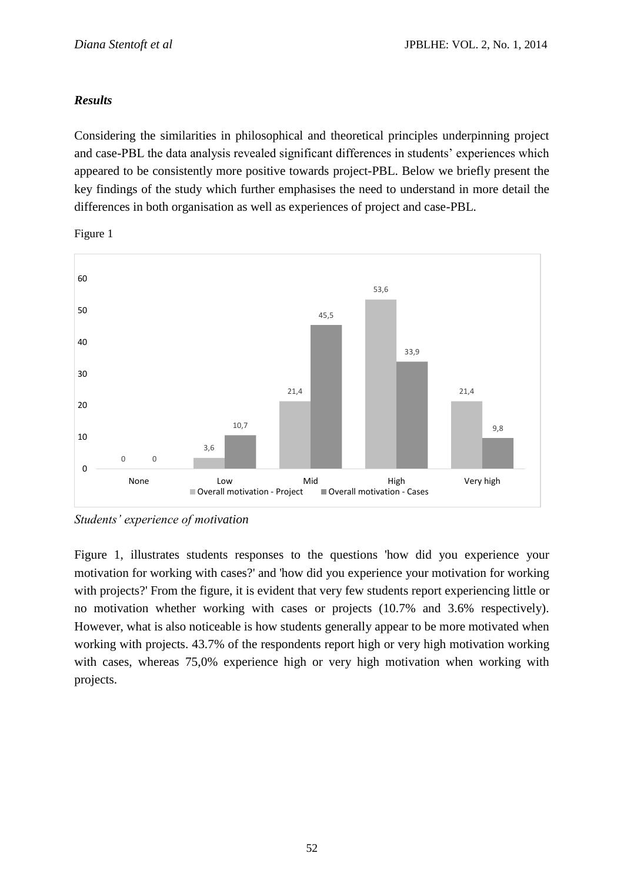### *Results*

Considering the similarities in philosophical and theoretical principles underpinning project and case-PBL the data analysis revealed significant differences in students' experiences which appeared to be consistently more positive towards project-PBL. Below we briefly present the key findings of the study which further emphasises the need to understand in more detail the differences in both organisation as well as experiences of project and case-PBL.

Figure 1

| | None | Low | Mid | High | Very high |
|---|---|---|---|---|---|
| Overall motivation - Project | 0 | 3,6 | 21,4 | 53,6 | 21,4 |
| Overall motivation - Cases | 0 | 10,7 | 45,5 | 33,9 | 9,8 |

*Students' experience of motivation*

Figure 1, illustrates students responses to the questions 'how did you experience your motivation for working with cases?' and 'how did you experience your motivation for working with projects?' From the figure, it is evident that very few students report experiencing little or no motivation whether working with cases or projects (10.7% and 3.6% respectively). However, what is also noticeable is how students generally appear to be more motivated when working with projects. 43.7% of the respondents report high or very high motivation working with cases, whereas 75,0% experience high or very high motivation when working with projects.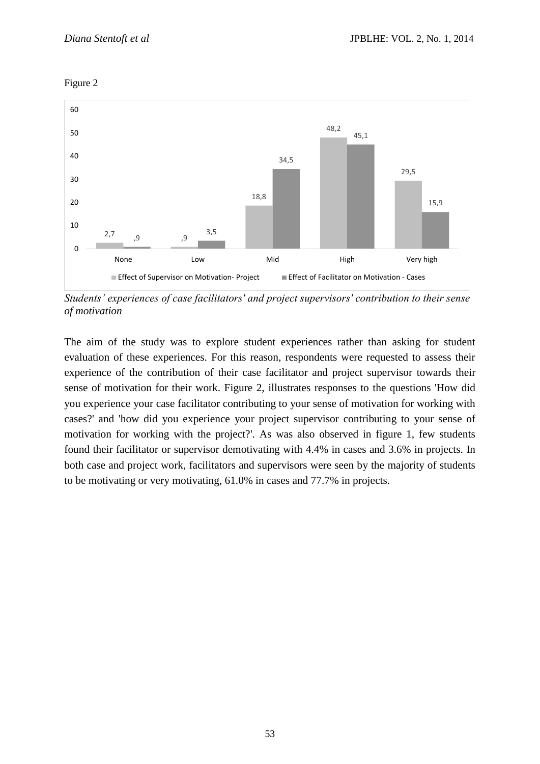Figure 2

| | None | Low | Mid | High | Very high |
|---|---|---|---|---|---|
| Effect of Supervisor on Motivation- Project | 2,7 | ,9 | 18,8 | 48,2 | 29,5 |
| Effect of Facilitator on Motivation - Cases | ,9 | 3,5 | 34,5 | 45,1 | 15,9 |

*Students' experiences of case facilitators' and project supervisors' contribution to their sense of motivation*

The aim of the study was to explore student experiences rather than asking for student evaluation of these experiences. For this reason, respondents were requested to assess their experience of the contribution of their case facilitator and project supervisor towards their sense of motivation for their work. Figure 2, illustrates responses to the questions 'How did you experience your case facilitator contributing to your sense of motivation for working with cases?' and 'how did you experience your project supervisor contributing to your sense of motivation for working with the project?'. As was also observed in figure 1, few students found their facilitator or supervisor demotivating with 4.4% in cases and 3.6% in projects. In both case and project work, facilitators and supervisors were seen by the majority of students to be motivating or very motivating, 61.0% in cases and 77.7% in projects.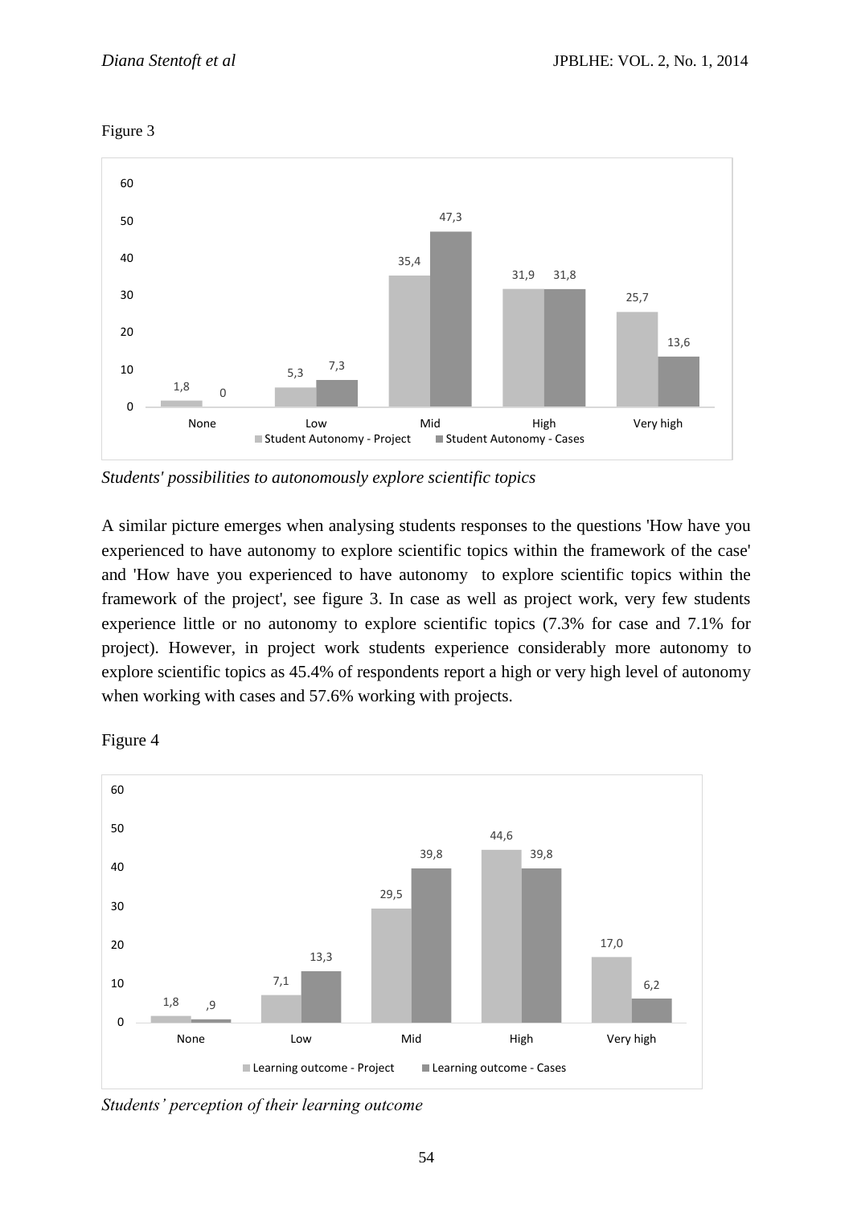Figure 3

| | None | Low | Mid | High | Very high |
|---|---|---|---|---|---|
| Student Autonomy - Project | 1,8 | 5,3 | 35,4 | 31,9 | 25,7 |
| Student Autonomy - Cases | 0 | 7,3 | 47,3 | 31,8 | 13,6 |

*Students' possibilities to autonomously explore scientific topics*

A similar picture emerges when analysing students responses to the questions 'How have you experienced to have autonomy to explore scientific topics within the framework of the case' and 'How have you experienced to have autonomy to explore scientific topics within the framework of the project', see figure 3. In case as well as project work, very few students experience little or no autonomy to explore scientific topics (7.3% for case and 7.1% for project). However, in project work students experience considerably more autonomy to explore scientific topics as 45.4% of respondents report a high or very high level of autonomy when working with cases and 57.6% working with projects.

Figure 4

| | None | Low | Mid | High | Very high |
|---|---|---|---|---|---|
| Learning outcome - Project | 1,8 | 7,1 | 29,5 | 44,6 | 17,0 |
| Learning outcome - Cases | ,9 | 13,3 | 39,8 | 39,8 | 6,2 |

*Students' perception of their learning outcome*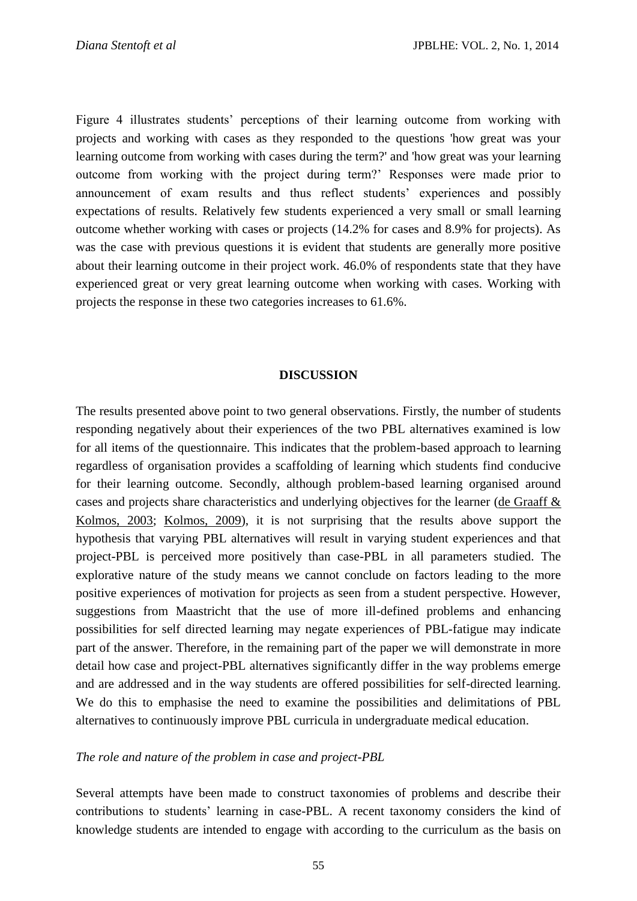Figure 4 illustrates students' perceptions of their learning outcome from working with projects and working with cases as they responded to the questions 'how great was your learning outcome from working with cases during the term?' and 'how great was your learning outcome from working with the project during term?' Responses were made prior to announcement of exam results and thus reflect students' experiences and possibly expectations of results. Relatively few students experienced a very small or small learning outcome whether working with cases or projects (14.2% for cases and 8.9% for projects). As was the case with previous questions it is evident that students are generally more positive about their learning outcome in their project work. 46.0% of respondents state that they have experienced great or very great learning outcome when working with cases. Working with projects the response in these two categories increases to 61.6%.

## DISCUSSION

The results presented above point to two general observations. Firstly, the number of students responding negatively about their experiences of the two PBL alternatives examined is low for all items of the questionnaire. This indicates that the problem-based approach to learning regardless of organisation provides a scaffolding of learning which students find conducive for their learning outcome. Secondly, although problem-based learning organised around cases and projects share characteristics and underlying objectives for the learner (de Graaff & Kolmos, 2003; Kolmos, 2009), it is not surprising that the results above support the hypothesis that varying PBL alternatives will result in varying student experiences and that project-PBL is perceived more positively than case-PBL in all parameters studied. The explorative nature of the study means we cannot conclude on factors leading to the more positive experiences of motivation for projects as seen from a student perspective. However, suggestions from Maastricht that the use of more ill-defined problems and enhancing possibilities for self directed learning may negate experiences of PBL-fatigue may indicate part of the answer. Therefore, in the remaining part of the paper we will demonstrate in more detail how case and project-PBL alternatives significantly differ in the way problems emerge and are addressed and in the way students are offered possibilities for self-directed learning. We do this to emphasise the need to examine the possibilities and delimitations of PBL alternatives to continuously improve PBL curricula in undergraduate medical education.

### *The role and nature of the problem in case and project-PBL*

Several attempts have been made to construct taxonomies of problems and describe their contributions to students' learning in case-PBL. A recent taxonomy considers the kind of knowledge students are intended to engage with according to the curriculum as the basis on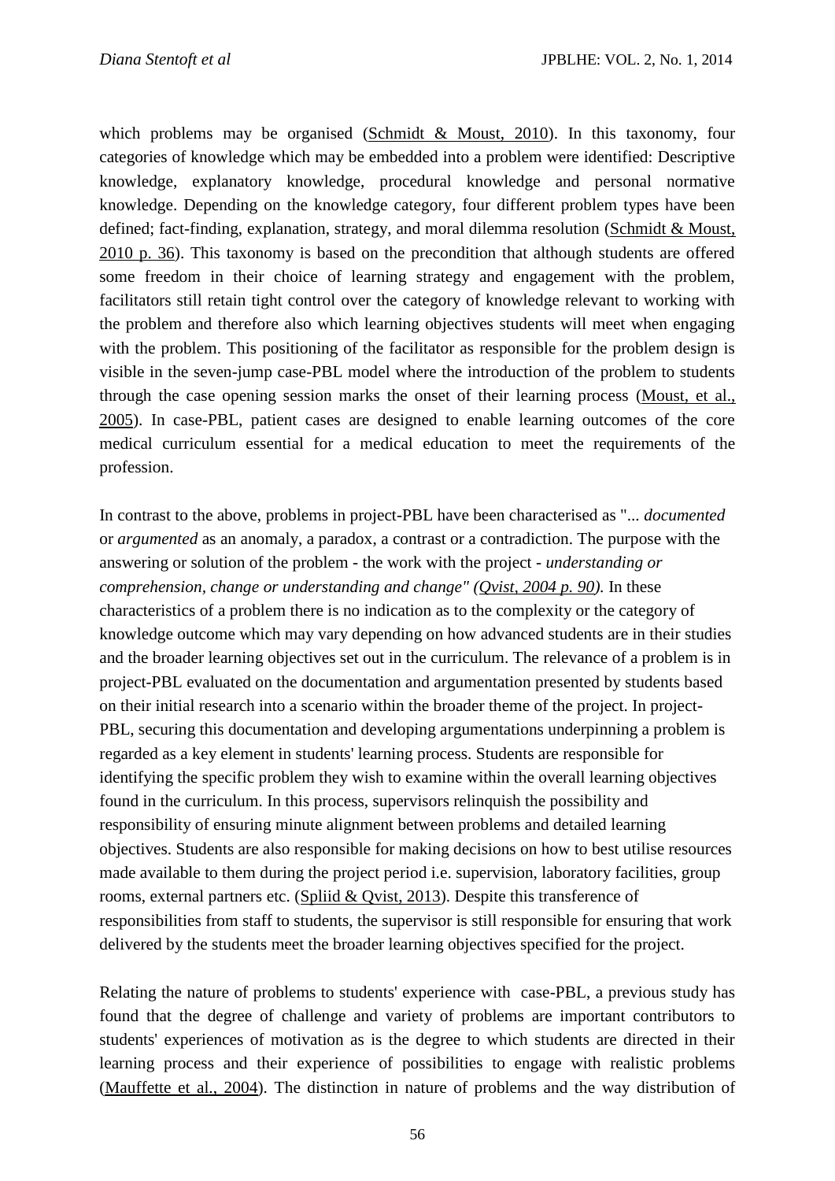which problems may be organised (Schmidt & Moust, 2010). In this taxonomy, four categories of knowledge which may be embedded into a problem were identified: Descriptive knowledge, explanatory knowledge, procedural knowledge and personal normative knowledge. Depending on the knowledge category, four different problem types have been defined; fact-finding, explanation, strategy, and moral dilemma resolution (Schmidt & Moust, 2010 p. 36). This taxonomy is based on the precondition that although students are offered some freedom in their choice of learning strategy and engagement with the problem, facilitators still retain tight control over the category of knowledge relevant to working with the problem and therefore also which learning objectives students will meet when engaging with the problem. This positioning of the facilitator as responsible for the problem design is visible in the seven-jump case-PBL model where the introduction of the problem to students through the case opening session marks the onset of their learning process (Moust, et al., 2005). In case-PBL, patient cases are designed to enable learning outcomes of the core medical curriculum essential for a medical education to meet the requirements of the profession.

In contrast to the above, problems in project-PBL have been characterised as "... *documented* or *argumented* as an anomaly, a paradox, a contrast or a contradiction. The purpose with the answering or solution of the problem - the work with the project - *understanding or comprehension, change or understanding and change" (Qvist, 2004 p. 90).* In these characteristics of a problem there is no indication as to the complexity or the category of knowledge outcome which may vary depending on how advanced students are in their studies and the broader learning objectives set out in the curriculum. The relevance of a problem is in project-PBL evaluated on the documentation and argumentation presented by students based on their initial research into a scenario within the broader theme of the project. In project-PBL, securing this documentation and developing argumentations underpinning a problem is regarded as a key element in students' learning process. Students are responsible for identifying the specific problem they wish to examine within the overall learning objectives found in the curriculum. In this process, supervisors relinquish the possibility and responsibility of ensuring minute alignment between problems and detailed learning objectives. Students are also responsible for making decisions on how to best utilise resources made available to them during the project period i.e. supervision, laboratory facilities, group rooms, external partners etc. (Spliid & Qvist, 2013). Despite this transference of responsibilities from staff to students, the supervisor is still responsible for ensuring that work delivered by the students meet the broader learning objectives specified for the project.

Relating the nature of problems to students' experience with case-PBL, a previous study has found that the degree of challenge and variety of problems are important contributors to students' experiences of motivation as is the degree to which students are directed in their learning process and their experience of possibilities to engage with realistic problems (Mauffette et al., 2004). The distinction in nature of problems and the way distribution of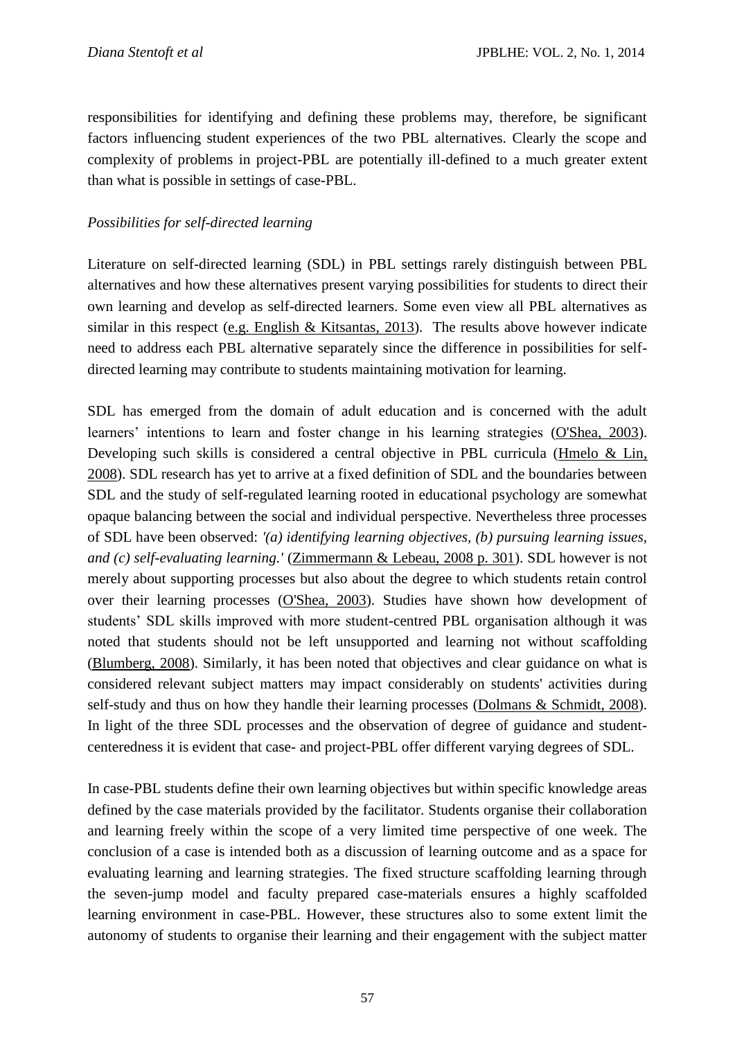responsibilities for identifying and defining these problems may, therefore, be significant factors influencing student experiences of the two PBL alternatives. Clearly the scope and complexity of problems in project-PBL are potentially ill-defined to a much greater extent than what is possible in settings of case-PBL.

*Possibilities for self-directed learning*

Literature on self-directed learning (SDL) in PBL settings rarely distinguish between PBL alternatives and how these alternatives present varying possibilities for students to direct their own learning and develop as self-directed learners. Some even view all PBL alternatives as similar in this respect (e.g. English & Kitsantas, 2013). The results above however indicate need to address each PBL alternative separately since the difference in possibilities for self-directed learning may contribute to students maintaining motivation for learning.

SDL has emerged from the domain of adult education and is concerned with the adult learners' intentions to learn and foster change in his learning strategies (O'Shea, 2003). Developing such skills is considered a central objective in PBL curricula (Hmelo & Lin, 2008). SDL research has yet to arrive at a fixed definition of SDL and the boundaries between SDL and the study of self-regulated learning rooted in educational psychology are somewhat opaque balancing between the social and individual perspective. Nevertheless three processes of SDL have been observed: *'(a) identifying learning objectives, (b) pursuing learning issues, and (c) self-evaluating learning.'* (Zimmermann & Lebeau, 2008 p. 301). SDL however is not merely about supporting processes but also about the degree to which students retain control over their learning processes (O'Shea, 2003). Studies have shown how development of students' SDL skills improved with more student-centred PBL organisation although it was noted that students should not be left unsupported and learning not without scaffolding (Blumberg, 2008). Similarly, it has been noted that objectives and clear guidance on what is considered relevant subject matters may impact considerably on students' activities during self-study and thus on how they handle their learning processes (Dolmans & Schmidt, 2008). In light of the three SDL processes and the observation of degree of guidance and student-centeredness it is evident that case- and project-PBL offer different varying degrees of SDL.

In case-PBL students define their own learning objectives but within specific knowledge areas defined by the case materials provided by the facilitator. Students organise their collaboration and learning freely within the scope of a very limited time perspective of one week. The conclusion of a case is intended both as a discussion of learning outcome and as a space for evaluating learning and learning strategies. The fixed structure scaffolding learning through the seven-jump model and faculty prepared case-materials ensures a highly scaffolded learning environment in case-PBL. However, these structures also to some extent limit the autonomy of students to organise their learning and their engagement with the subject matter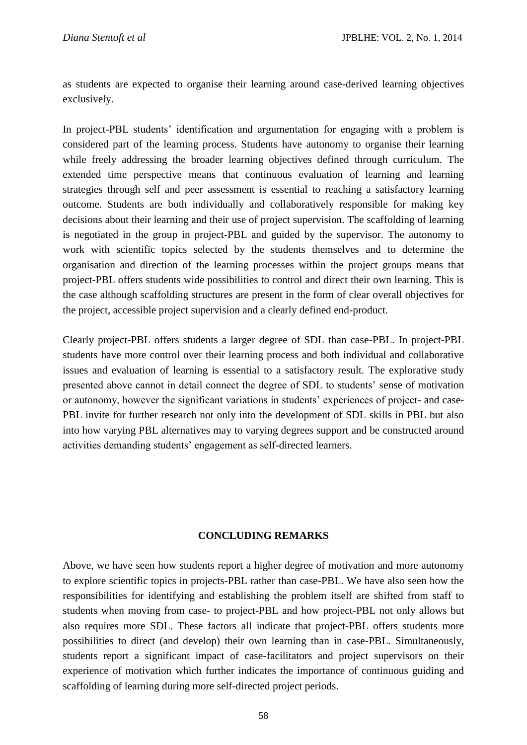as students are expected to organise their learning around case-derived learning objectives exclusively.

In project-PBL students' identification and argumentation for engaging with a problem is considered part of the learning process. Students have autonomy to organise their learning while freely addressing the broader learning objectives defined through curriculum. The extended time perspective means that continuous evaluation of learning and learning strategies through self and peer assessment is essential to reaching a satisfactory learning outcome. Students are both individually and collaboratively responsible for making key decisions about their learning and their use of project supervision. The scaffolding of learning is negotiated in the group in project-PBL and guided by the supervisor. The autonomy to work with scientific topics selected by the students themselves and to determine the organisation and direction of the learning processes within the project groups means that project-PBL offers students wide possibilities to control and direct their own learning. This is the case although scaffolding structures are present in the form of clear overall objectives for the project, accessible project supervision and a clearly defined end-product.

Clearly project-PBL offers students a larger degree of SDL than case-PBL. In project-PBL students have more control over their learning process and both individual and collaborative issues and evaluation of learning is essential to a satisfactory result. The explorative study presented above cannot in detail connect the degree of SDL to students' sense of motivation or autonomy, however the significant variations in students' experiences of project- and case-PBL invite for further research not only into the development of SDL skills in PBL but also into how varying PBL alternatives may to varying degrees support and be constructed around activities demanding students' engagement as self-directed learners.

## CONCLUDING REMARKS

Above, we have seen how students report a higher degree of motivation and more autonomy to explore scientific topics in projects-PBL rather than case-PBL. We have also seen how the responsibilities for identifying and establishing the problem itself are shifted from staff to students when moving from case- to project-PBL and how project-PBL not only allows but also requires more SDL. These factors all indicate that project-PBL offers students more possibilities to direct (and develop) their own learning than in case-PBL. Simultaneously, students report a significant impact of case-facilitators and project supervisors on their experience of motivation which further indicates the importance of continuous guiding and scaffolding of learning during more self-directed project periods.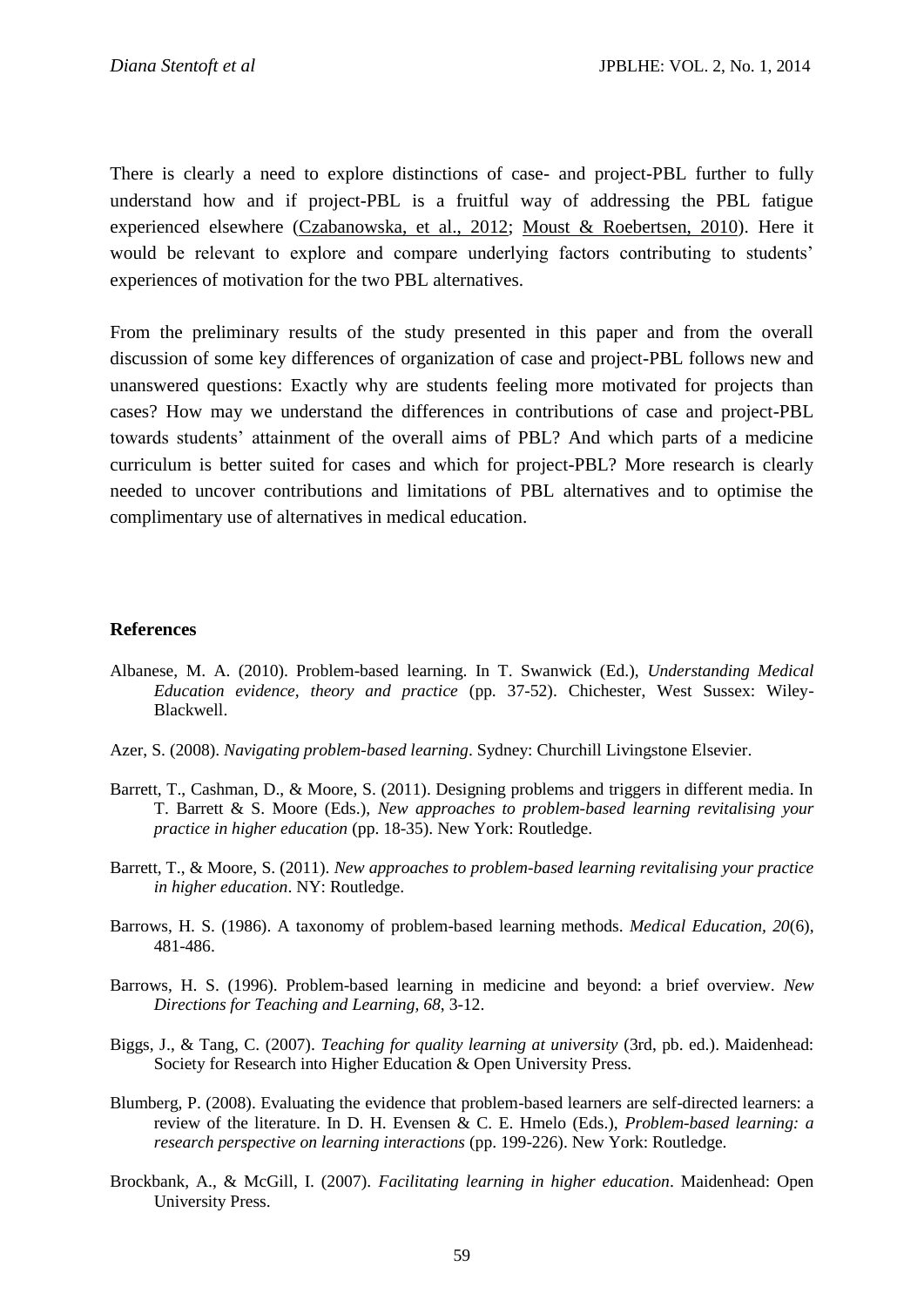There is clearly a need to explore distinctions of case- and project-PBL further to fully understand how and if project-PBL is a fruitful way of addressing the PBL fatigue experienced elsewhere (Czabanowska, et al., 2012; Moust & Roebertsen, 2010). Here it would be relevant to explore and compare underlying factors contributing to students' experiences of motivation for the two PBL alternatives.

From the preliminary results of the study presented in this paper and from the overall discussion of some key differences of organization of case and project-PBL follows new and unanswered questions: Exactly why are students feeling more motivated for projects than cases? How may we understand the differences in contributions of case and project-PBL towards students' attainment of the overall aims of PBL? And which parts of a medicine curriculum is better suited for cases and which for project-PBL? More research is clearly needed to uncover contributions and limitations of PBL alternatives and to optimise the complimentary use of alternatives in medical education.

## References

Albanese, M. A. (2010). Problem-based learning. In T. Swanwick (Ed.), *Understanding Medical Education evidence, theory and practice* (pp. 37-52). Chichester, West Sussex: Wiley-Blackwell.

Azer, S. (2008). *Navigating problem-based learning*. Sydney: Churchill Livingstone Elsevier.

Barrett, T., Cashman, D., & Moore, S. (2011). Designing problems and triggers in different media. In T. Barrett & S. Moore (Eds.), *New approaches to problem-based learning revitalising your practice in higher education* (pp. 18-35). New York: Routledge.

Barrett, T., & Moore, S. (2011). *New approaches to problem-based learning revitalising your practice in higher education*. NY: Routledge.

Barrows, H. S. (1986). A taxonomy of problem-based learning methods. *Medical Education, 20*(6), 481-486.

Barrows, H. S. (1996). Problem-based learning in medicine and beyond: a brief overview. *New Directions for Teaching and Learning, 68*, 3-12.

Biggs, J., & Tang, C. (2007). *Teaching for quality learning at university* (3rd, pb. ed.). Maidenhead: Society for Research into Higher Education & Open University Press.

Blumberg, P. (2008). Evaluating the evidence that problem-based learners are self-directed learners: a review of the literature. In D. H. Evensen & C. E. Hmelo (Eds.), *Problem-based learning: a research perspective on learning interactions* (pp. 199-226). New York: Routledge.

Brockbank, A., & McGill, I. (2007). *Facilitating learning in higher education*. Maidenhead: Open University Press.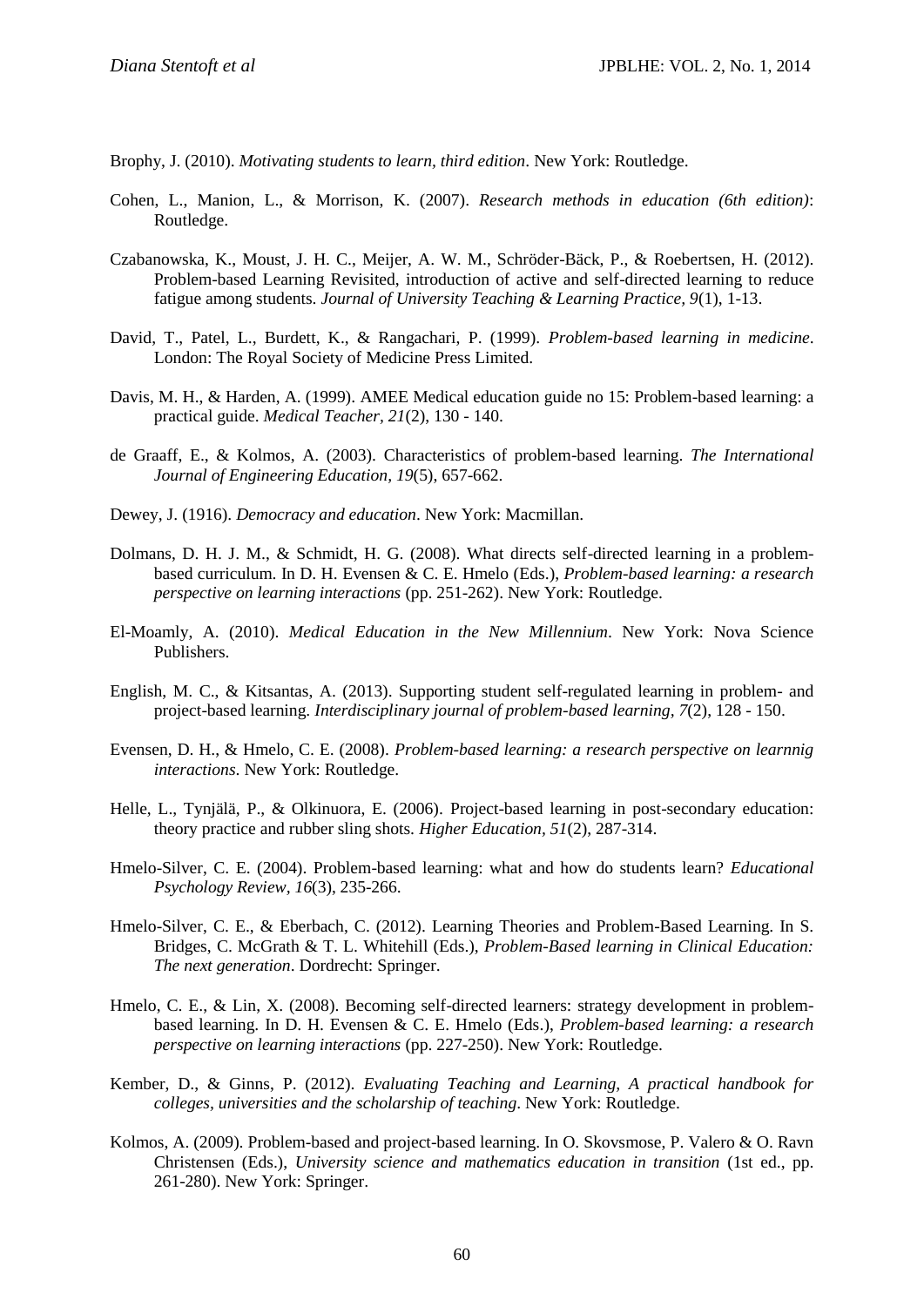Brophy, J. (2010). *Motivating students to learn, third edition*. New York: Routledge.

Cohen, L., Manion, L., & Morrison, K. (2007). *Research methods in education (6th edition)*: Routledge.

Czabanowska, K., Moust, J. H. C., Meijer, A. W. M., Schröder-Bäck, P., & Roebertsen, H. (2012). Problem-based Learning Revisited, introduction of active and self-directed learning to reduce fatigue among students. *Journal of University Teaching & Learning Practice, 9*(1), 1-13.

David, T., Patel, L., Burdett, K., & Rangachari, P. (1999). *Problem-based learning in medicine*. London: The Royal Society of Medicine Press Limited.

Davis, M. H., & Harden, A. (1999). AMEE Medical education guide no 15: Problem-based learning: a practical guide. *Medical Teacher, 21*(2), 130 - 140.

de Graaff, E., & Kolmos, A. (2003). Characteristics of problem-based learning. *The International Journal of Engineering Education, 19*(5), 657-662.

Dewey, J. (1916). *Democracy and education*. New York: Macmillan.

Dolmans, D. H. J. M., & Schmidt, H. G. (2008). What directs self-directed learning in a problem-based curriculum. In D. H. Evensen & C. E. Hmelo (Eds.), *Problem-based learning: a research perspective on learning interactions* (pp. 251-262). New York: Routledge.

El-Moamly, A. (2010). *Medical Education in the New Millennium*. New York: Nova Science Publishers.

English, M. C., & Kitsantas, A. (2013). Supporting student self-regulated learning in problem- and project-based learning. *Interdisciplinary journal of problem-based learning, 7*(2), 128 - 150.

Evensen, D. H., & Hmelo, C. E. (2008). *Problem-based learning: a research perspective on learnnig interactions*. New York: Routledge.

Helle, L., Tynjälä, P., & Olkinuora, E. (2006). Project-based learning in post-secondary education: theory practice and rubber sling shots. *Higher Education, 51*(2), 287-314.

Hmelo-Silver, C. E. (2004). Problem-based learning: what and how do students learn? *Educational Psychology Review, 16*(3), 235-266.

Hmelo-Silver, C. E., & Eberbach, C. (2012). Learning Theories and Problem-Based Learning. In S. Bridges, C. McGrath & T. L. Whitehill (Eds.), *Problem-Based learning in Clinical Education: The next generation*. Dordrecht: Springer.

Hmelo, C. E., & Lin, X. (2008). Becoming self-directed learners: strategy development in problem-based learning. In D. H. Evensen & C. E. Hmelo (Eds.), *Problem-based learning: a research perspective on learning interactions* (pp. 227-250). New York: Routledge.

Kember, D., & Ginns, P. (2012). *Evaluating Teaching and Learning, A practical handbook for colleges, universities and the scholarship of teaching*. New York: Routledge.

Kolmos, A. (2009). Problem-based and project-based learning. In O. Skovsmose, P. Valero & O. Ravn Christensen (Eds.), *University science and mathematics education in transition* (1st ed., pp. 261-280). New York: Springer.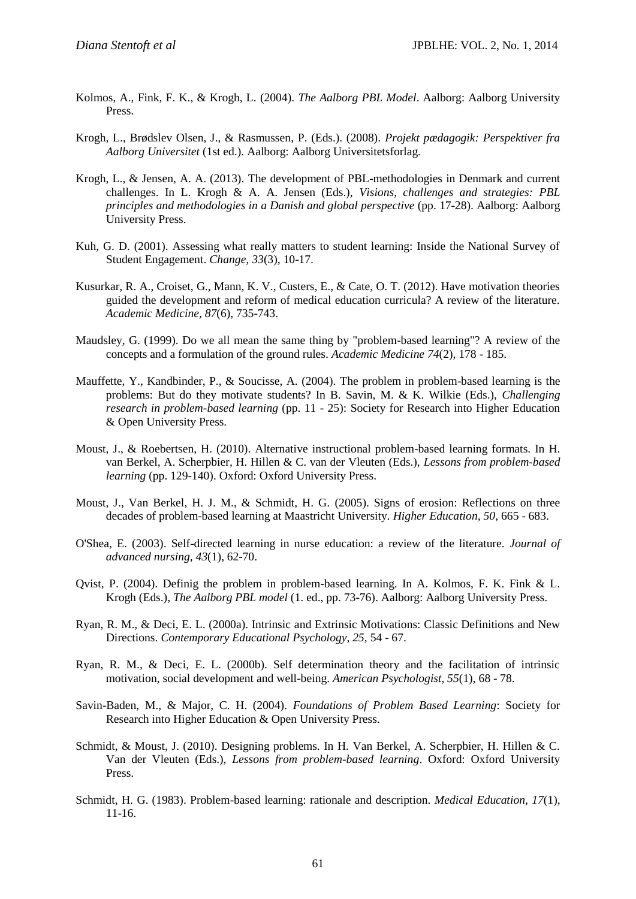Kolmos, A., Fink, F. K., & Krogh, L. (2004). *The Aalborg PBL Model*. Aalborg: Aalborg University Press.

Krogh, L., Brødslev Olsen, J., & Rasmussen, P. (Eds.). (2008). *Projekt pædagogik: Perspektiver fra Aalborg Universitet* (1st ed.). Aalborg: Aalborg Universitetsforlag.

Krogh, L., & Jensen, A. A. (2013). The development of PBL-methodologies in Denmark and current challenges. In L. Krogh & A. A. Jensen (Eds.), *Visions, challenges and strategies: PBL principles and methodologies in a Danish and global perspective* (pp. 17-28). Aalborg: Aalborg University Press.

Kuh, G. D. (2001). Assessing what really matters to student learning: Inside the National Survey of Student Engagement. *Change, 33*(3), 10-17.

Kusurkar, R. A., Croiset, G., Mann, K. V., Custers, E., & Cate, O. T. (2012). Have motivation theories guided the development and reform of medical education curricula? A review of the literature. *Academic Medicine, 87*(6), 735-743.

Maudsley, G. (1999). Do we all mean the same thing by "problem-based learning"? A review of the concepts and a formulation of the ground rules. *Academic Medicine 74*(2), 178 - 185.

Mauffette, Y., Kandbinder, P., & Soucisse, A. (2004). The problem in problem-based learning is the problems: But do they motivate students? In B. Savin, M. & K. Wilkie (Eds.), *Challenging research in problem-based learning* (pp. 11 - 25): Society for Research into Higher Education & Open University Press.

Moust, J., & Roebertsen, H. (2010). Alternative instructional problem-based learning formats. In H. van Berkel, A. Scherpbier, H. Hillen & C. van der Vleuten (Eds.), *Lessons from problem-based learning* (pp. 129-140). Oxford: Oxford University Press.

Moust, J., Van Berkel, H. J. M., & Schmidt, H. G. (2005). Signs of erosion: Reflections on three decades of problem-based learning at Maastricht University. *Higher Education, 50*, 665 - 683.

O'Shea, E. (2003). Self-directed learning in nurse education: a review of the literature. *Journal of advanced nursing, 43*(1), 62-70.

Qvist, P. (2004). Definig the problem in problem-based learning. In A. Kolmos, F. K. Fink & L. Krogh (Eds.), *The Aalborg PBL model* (1. ed., pp. 73-76). Aalborg: Aalborg University Press.

Ryan, R. M., & Deci, E. L. (2000a). Intrinsic and Extrinsic Motivations: Classic Definitions and New Directions. *Contemporary Educational Psychology, 25*, 54 - 67.

Ryan, R. M., & Deci, E. L. (2000b). Self determination theory and the facilitation of intrinsic motivation, social development and well-being. *American Psychologist, 55*(1), 68 - 78.

Savin-Baden, M., & Major, C. H. (2004). *Foundations of Problem Based Learning*: Society for Research into Higher Education & Open University Press.

Schmidt, & Moust, J. (2010). Designing problems. In H. Van Berkel, A. Scherpbier, H. Hillen & C. Van der Vleuten (Eds.), *Lessons from problem-based learning*. Oxford: Oxford University Press.

Schmidt, H. G. (1983). Problem-based learning: rationale and description. *Medical Education, 17*(1), 11-16.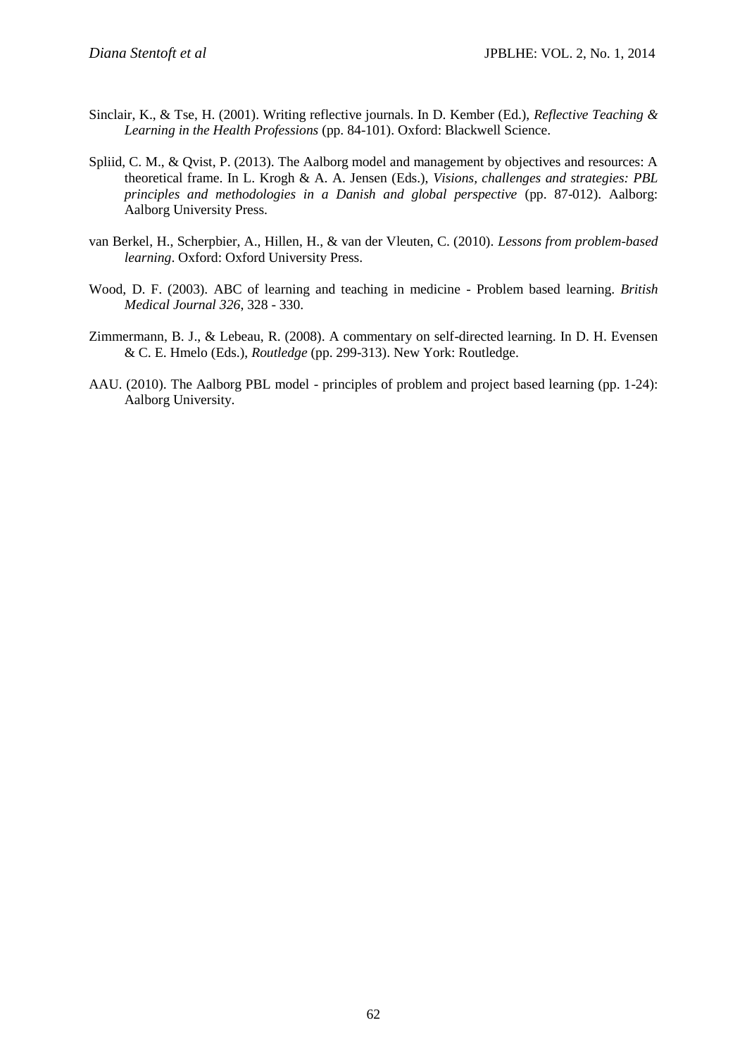Sinclair, K., & Tse, H. (2001). Writing reflective journals. In D. Kember (Ed.), *Reflective Teaching & Learning in the Health Professions* (pp. 84-101). Oxford: Blackwell Science.

Spliid, C. M., & Qvist, P. (2013). The Aalborg model and management by objectives and resources: A theoretical frame. In L. Krogh & A. A. Jensen (Eds.), *Visions, challenges and strategies: PBL principles and methodologies in a Danish and global perspective* (pp. 87-012). Aalborg: Aalborg University Press.

van Berkel, H., Scherpbier, A., Hillen, H., & van der Vleuten, C. (2010). *Lessons from problem-based learning*. Oxford: Oxford University Press.

Wood, D. F. (2003). ABC of learning and teaching in medicine - Problem based learning. *British Medical Journal 326*, 328 - 330.

Zimmermann, B. J., & Lebeau, R. (2008). A commentary on self-directed learning. In D. H. Evensen & C. E. Hmelo (Eds.), *Routledge* (pp. 299-313). New York: Routledge.

AAU. (2010). The Aalborg PBL model - principles of problem and project based learning (pp. 1-24): Aalborg University.